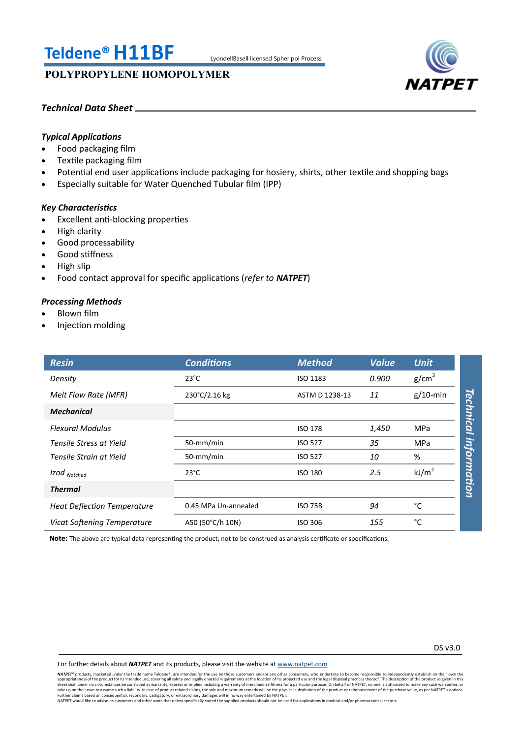# Teldene® H11BF

LyondellBasell licensed Spheripol Process

## POLYPROPYLENE HOMOPOLYMER

NATPET

***Technical Data Sheet***

### *Typical Applications*

- Food packaging film
- Textile packaging film
- Potential end user applications include packaging for hosiery, shirts, other textile and shopping bags
- Especially suitable for Water Quenched Tubular film (IPP)

### *Key Characteristics*

- Excellent anti-blocking properties
- High clarity
- Good processability
- Good stiffness
- High slip
- Food contact approval for specific applications (*refer to **NATPET***)

### *Processing Methods*

- Blown film
- Injection molding

| *Resin* | *Conditions* | *Method* | *Value* | *Unit* |
|---|---|---|---|---|
| *Density* | 23°C | ISO 1183 | *0.900* | g/cm$^3$ |
| *Melt Flow Rate (MFR)* | 230°C/2.16 kg | ASTM D 1238-13 | *11* | g/10-min |
| ***Mechanical*** | | | | |
| *Flexural Modulus* | | ISO 178 | *1,450* | MPa |
| *Tensile Stress at Yield* | 50-mm/min | ISO 527 | *35* | MPa |
| *Tensile Strain at Yield* | 50-mm/min | ISO 527 | *10* | % |
| *Izod* $_{Notched}$ | 23°C | ISO 180 | *2.5* | kJ/m$^2$ |
| ***Thermal*** | | | | |
| *Heat Deflection Temperature* | 0.45 MPa Un-annealed | ISO 75B | *94* | °C |
| *Vicat Softening Temperature* | A50 (50°C/h 10N) | ISO 306 | *155* | °C |

*Technical information*

**Note:** The above are typical data representing the product; not to be construed as analysis certificate or specifications.

DS v3.0

For further details about ***NATPET*** and its products, please visit the website at www.natpet.com

***NATPET®*** products, marketed under the trade name Teldene®, are intended for the use by those customers and/or any other consumers, who undertake to become responsible to independently establish on their own the appropriateness of the product for its intended use, covering all safety and legally enacted requirements at the location of its projected use and the legal disposal practices thereof. The description of the product as given in this sheet shall under no circumstances be construed as warranty, express or implied including a warranty of merchandize fitness for a particular purpose. On behalf of NATPET, no one is authorized to make any such warranties, or take up on their own to assume such a liability. In case of product related claims, the sole and maximum remedy will be the physical substitution of the product or reimbursement of the purchase value, as per NATPET's options. Further claims based on consequential, secondary, castigatory, or extraordinary damages will in no way entertained by NATPET.
NATPET would like to advise its customers and other users that unless specifically stated the supplied products should not be used for applications in medical and/or pharmaceutical sectors.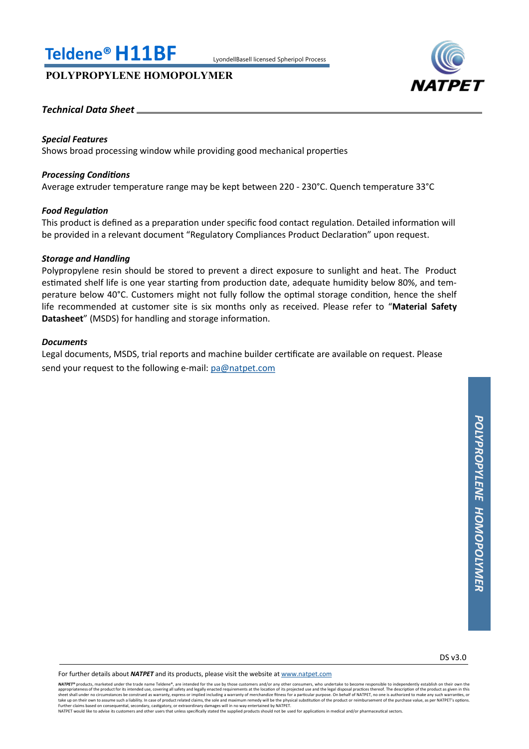# Teldene® H11BF

LyondellBasell licensed Spheripol Process

## POLYPROPYLENE HOMOPOLYMER

NATPET

*Technical Data Sheet*

### *Special Features*

Shows broad processing window while providing good mechanical properties

### *Processing Conditions*

Average extruder temperature range may be kept between 220 - 230°C. Quench temperature 33°C

### *Food Regulation*

This product is defined as a preparation under specific food contact regulation. Detailed information will be provided in a relevant document "Regulatory Compliances Product Declaration" upon request.

### *Storage and Handling*

Polypropylene resin should be stored to prevent a direct exposure to sunlight and heat. The Product estimated shelf life is one year starting from production date, adequate humidity below 80%, and temperature below 40°C. Customers might not fully follow the optimal storage condition, hence the shelf life recommended at customer site is six months only as received. Please refer to "**Material Safety Datasheet**" (MSDS) for handling and storage information.

### *Documents*

Legal documents, MSDS, trial reports and machine builder certificate are available on request. Please send your request to the following e-mail: pa@natpet.com

POLYPROPYLENE HOMOPOLYMER

DS v3.0

For further details about ***NATPET*** and its products, please visit the website at www.natpet.com

***NATPET®*** products, marketed under the trade name Teldene®, are intended for the use by those customers and/or any other consumers, who undertake to become responsible to independently establish on their own the appropriateness of the product for its intended use, covering all safety and legally enacted requirements at the location of its projected use and the legal disposal practices thereof. The description of the product as given in this sheet shall under no circumstances be construed as warranty, express or implied including a warranty of merchandize fitness for a particular purpose. On behalf of NATPET, no one is authorized to make any such warranties, or take up on their own to assume such a liability. In case of product related claims, the sole and maximum remedy will be the physical substitution of the product or reimbursement of the purchase value, as per NATPET's options. Further claims based on consequential, secondary, castigatory, or extraordinary damages will in no way entertained by NATPET.
NATPET would like to advise its customers and other users that unless specifically stated the supplied products should not be used for applications in medical and/or pharmaceutical sectors.